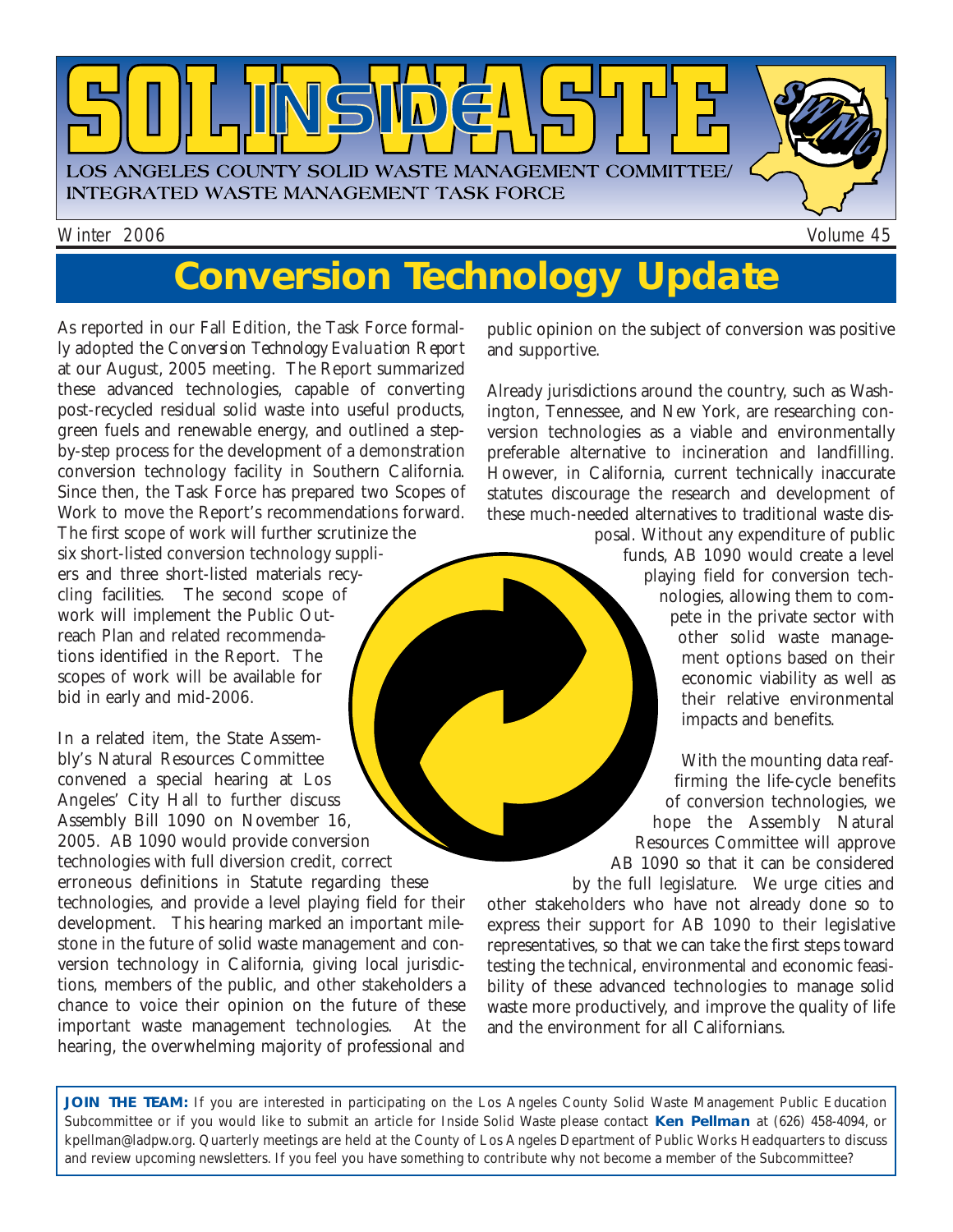# INSIDE SOLID WASTE

LOS ANGELES COUNTY SOLID WASTE MANAGEMENT COMMITTEE/ INTEGRATED WASTE MANAGEMENT TASK FORCE

Winter 2006 Volume 45

## Conversion Technology Update

As reported in our Fall Edition, the Task Force formally adopted the *Conversion Technology Evaluation Report* at our August, 2005 meeting. The Report summarized these advanced technologies, capable of converting post-recycled residual solid waste into useful products, green fuels and renewable energy, and outlined a step-by-step process for the development of a demonstration conversion technology facility in Southern California. Since then, the Task Force has prepared two Scopes of Work to move the Report's recommendations forward. The first scope of work will further scrutinize the six short-listed conversion technology suppliers and three short-listed materials recycling facilities. The second scope of work will implement the Public Outreach Plan and related recommendations identified in the Report. The scopes of work will be available for bid in early and mid-2006.

In a related item, the State Assembly's Natural Resources Committee convened a special hearing at Los Angeles' City Hall to further discuss Assembly Bill 1090 on November 16, 2005. AB 1090 would provide conversion technologies with full diversion credit, correct erroneous definitions in Statute regarding these technologies, and provide a level playing field for their development. This hearing marked an important milestone in the future of solid waste management and conversion technology in California, giving local jurisdictions, members of the public, and other stakeholders a chance to voice their opinion on the future of these important waste management technologies. At the hearing, the overwhelming majority of professional and public opinion on the subject of conversion was positive and supportive.

Already jurisdictions around the country, such as Washington, Tennessee, and New York, are researching conversion technologies as a viable and environmentally preferable alternative to incineration and landfilling. However, in California, current technically inaccurate statutes discourage the research and development of these much-needed alternatives to traditional waste disposal. Without any expenditure of public funds, AB 1090 would create a level playing field for conversion technologies, allowing them to compete in the private sector with other solid waste management options based on their economic viability as well as their relative environmental impacts and benefits.

With the mounting data reaffirming the life-cycle benefits of conversion technologies, we hope the Assembly Natural Resources Committee will approve AB 1090 so that it can be considered by the full legislature. We urge cities and other stakeholders who have not already done so to express their support for AB 1090 to their legislative representatives, so that we can take the first steps toward testing the technical, environmental and economic feasibility of these advanced technologies to manage solid waste more productively, and improve the quality of life and the environment for all Californians.

**JOIN THE TEAM:** If you are interested in participating on the Los Angeles County Solid Waste Management Public Education Subcommittee or if you would like to submit an article for Inside Solid Waste please contact **Ken Pellman** at (626) 458-4094, or kpellman@ladpw.org. Quarterly meetings are held at the County of Los Angeles Department of Public Works Headquarters to discuss and review upcoming newsletters. If you feel you have something to contribute why not become a member of the Subcommittee?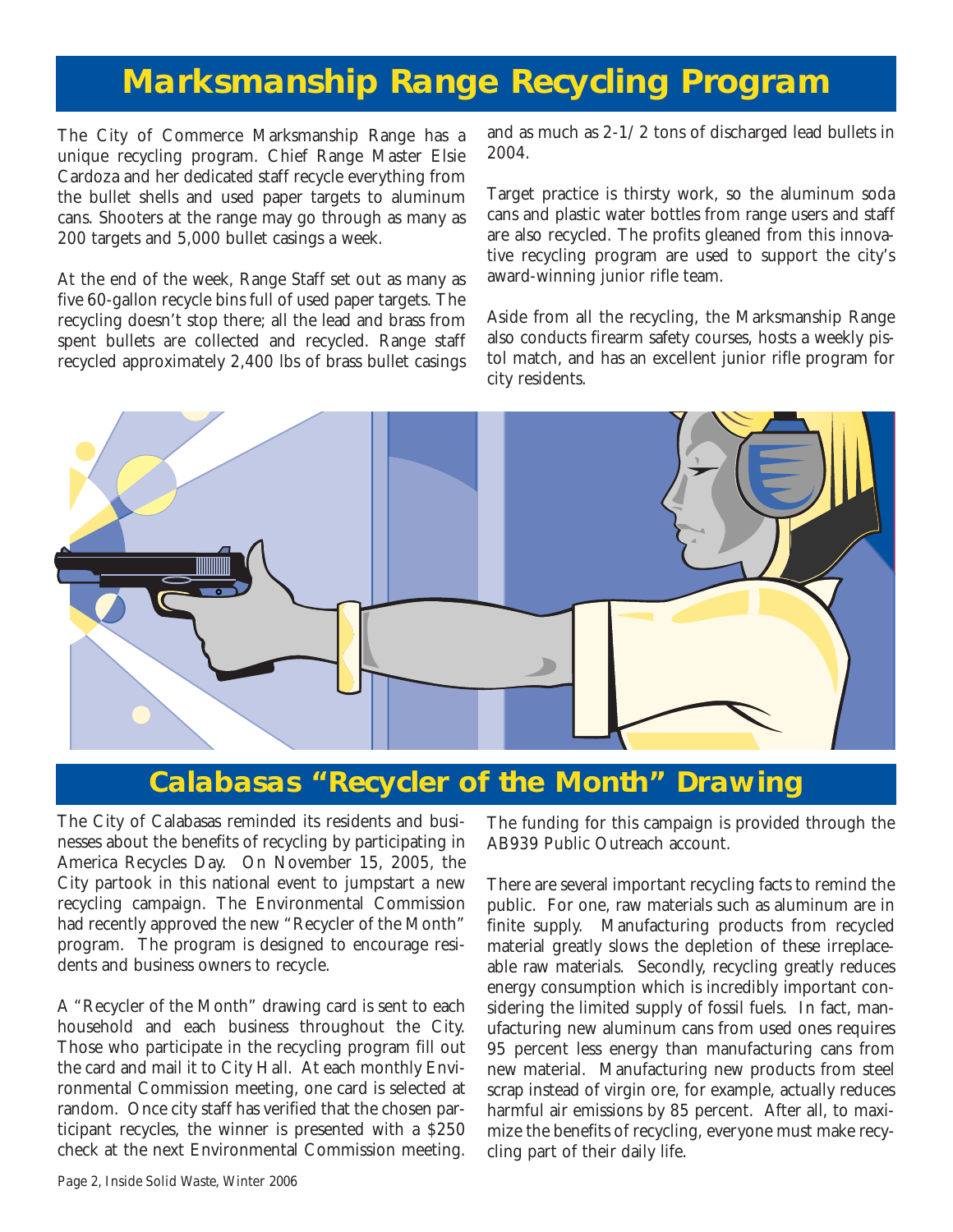# Marksmanship Range Recycling Program

The City of Commerce Marksmanship Range has a unique recycling program. Chief Range Master Elsie Cardoza and her dedicated staff recycle everything from the bullet shells and used paper targets to aluminum cans. Shooters at the range may go through as many as 200 targets and 5,000 bullet casings a week.

At the end of the week, Range Staff set out as many as five 60-gallon recycle bins full of used paper targets. The recycling doesn't stop there; all the lead and brass from spent bullets are collected and recycled. Range staff recycled approximately 2,400 lbs of brass bullet casings and as much as 2-1/2 tons of discharged lead bullets in 2004.

Target practice is thirsty work, so the aluminum soda cans and plastic water bottles from range users and staff are also recycled. The profits gleaned from this innovative recycling program are used to support the city's award-winning junior rifle team.

Aside from all the recycling, the Marksmanship Range also conducts firearm safety courses, hosts a weekly pistol match, and has an excellent junior rifle program for city residents.

# Calabasas "Recycler of the Month" Drawing

The City of Calabasas reminded its residents and businesses about the benefits of recycling by participating in America Recycles Day. On November 15, 2005, the City partook in this national event to jumpstart a new recycling campaign. The Environmental Commission had recently approved the new "Recycler of the Month" program. The program is designed to encourage residents and business owners to recycle.

A "Recycler of the Month" drawing card is sent to each household and each business throughout the City. Those who participate in the recycling program fill out the card and mail it to City Hall. At each monthly Environmental Commission meeting, one card is selected at random. Once city staff has verified that the chosen participant recycles, the winner is presented with a $250 check at the next Environmental Commission meeting. The funding for this campaign is provided through the AB939 Public Outreach account.

There are several important recycling facts to remind the public. For one, raw materials such as aluminum are in finite supply. Manufacturing products from recycled material greatly slows the depletion of these irreplaceable raw materials. Secondly, recycling greatly reduces energy consumption which is incredibly important considering the limited supply of fossil fuels. In fact, manufacturing new aluminum cans from used ones requires 95 percent less energy than manufacturing cans from new material. Manufacturing new products from steel scrap instead of virgin ore, for example, actually reduces harmful air emissions by 85 percent. After all, to maximize the benefits of recycling, everyone must make recycling part of their daily life.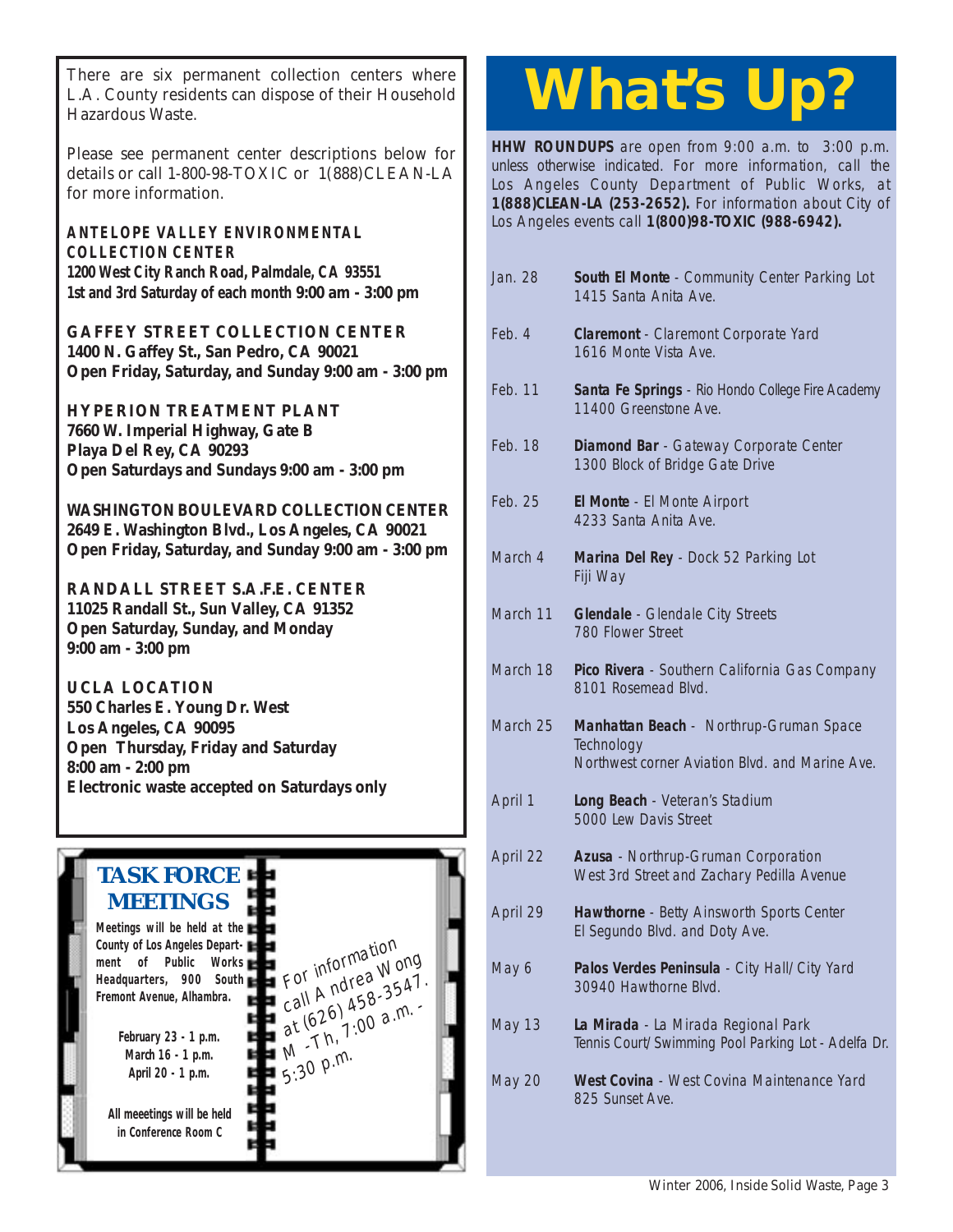There are six permanent collection centers where L.A. County residents can dispose of their Household Hazardous Waste.

Please see permanent center descriptions below for details or call 1-800-98-TOXIC or 1(888)CLEAN-LA for more information.

**ANTELOPE VALLEY ENVIRONMENTAL COLLECTION CENTER**
**1200 West City Ranch Road, Palmdale, CA 93551**
**1st and 3rd Saturday of each month 9:00 am - 3:00 pm**

**GAFFEY STREET COLLECTION CENTER**
**1400 N. Gaffey St., San Pedro, CA 90021**
**Open Friday, Saturday, and Sunday 9:00 am - 3:00 pm**

**HYPERION TREATMENT PLANT**
**7660 W. Imperial Highway, Gate B**
**Playa Del Rey, CA 90293**
**Open Saturdays and Sundays 9:00 am - 3:00 pm**

**WASHINGTON BOULEVARD COLLECTION CENTER**
**2649 E. Washington Blvd., Los Angeles, CA 90021**
**Open Friday, Saturday, and Sunday 9:00 am - 3:00 pm**

**RANDALL STREET S.A.F.E. CENTER**
**11025 Randall St., Sun Valley, CA 91352**
**Open Saturday, Sunday, and Monday**
**9:00 am - 3:00 pm**

**UCLA LOCATION**
**550 Charles E. Young Dr. West**
**Los Angeles, CA 90095**
**Open Thursday, Friday and Saturday**
**8:00 am - 2:00 pm**
**Electronic waste accepted on Saturdays only**

## TASK FORCE MEETINGS

**Meetings will be held at the County of Los Angeles Department of Public Works Headquarters, 900 South Fremont Avenue, Alhambra.**

**February 23 - 1 p.m.**
**March 16 - 1 p.m.**
**April 20 - 1 p.m.**

**All meeetings will be held in Conference Room C**

For information call Andrea Wong at (626) 458-3547. M -Th, 7:00 a.m. - 5:30 p.m.

# What's Up?

**HHW ROUNDUPS** are open from 9:00 a.m. to 3:00 p.m. unless otherwise indicated. For more information, call the Los Angeles County Department of Public Works, at **1(888)CLEAN-LA (253-2652).** For information about City of Los Angeles events call **1(800)98-TOXIC (988-6942).**

| | |
|---|---|
| Jan. 28 | **South El Monte** - Community Center Parking Lot<br>1415 Santa Anita Ave. |
| Feb. 4 | **Claremont** - Claremont Corporate Yard<br>1616 Monte Vista Ave. |
| Feb. 11 | **Santa Fe Springs** - Rio Hondo College Fire Academy<br>11400 Greenstone Ave. |
| Feb. 18 | **Diamond Bar** - Gateway Corporate Center<br>1300 Block of Bridge Gate Drive |
| Feb. 25 | **El Monte** - El Monte Airport<br>4233 Santa Anita Ave. |
| March 4 | **Marina Del Rey** - Dock 52 Parking Lot<br>Fiji Way |
| March 11 | **Glendale** - Glendale City Streets<br>780 Flower Street |
| March 18 | **Pico Rivera** - Southern California Gas Company<br>8101 Rosemead Blvd. |
| March 25 | **Manhattan Beach** - Northrup-Gruman Space Technology<br>Northwest corner Aviation Blvd. and Marine Ave. |
| April 1 | **Long Beach** - Veteran's Stadium<br>5000 Lew Davis Street |
| April 22 | **Azusa** - Northrup-Gruman Corporation<br>West 3rd Street and Zachary Pedilla Avenue |
| April 29 | **Hawthorne** - Betty Ainsworth Sports Center<br>El Segundo Blvd. and Doty Ave. |
| May 6 | **Palos Verdes Peninsula** - City Hall/City Yard<br>30940 Hawthorne Blvd. |
| May 13 | **La Mirada** - La Mirada Regional Park<br>Tennis Court/Swimming Pool Parking Lot - Adelfa Dr. |
| May 20 | **West Covina** - West Covina Maintenance Yard<br>825 Sunset Ave. |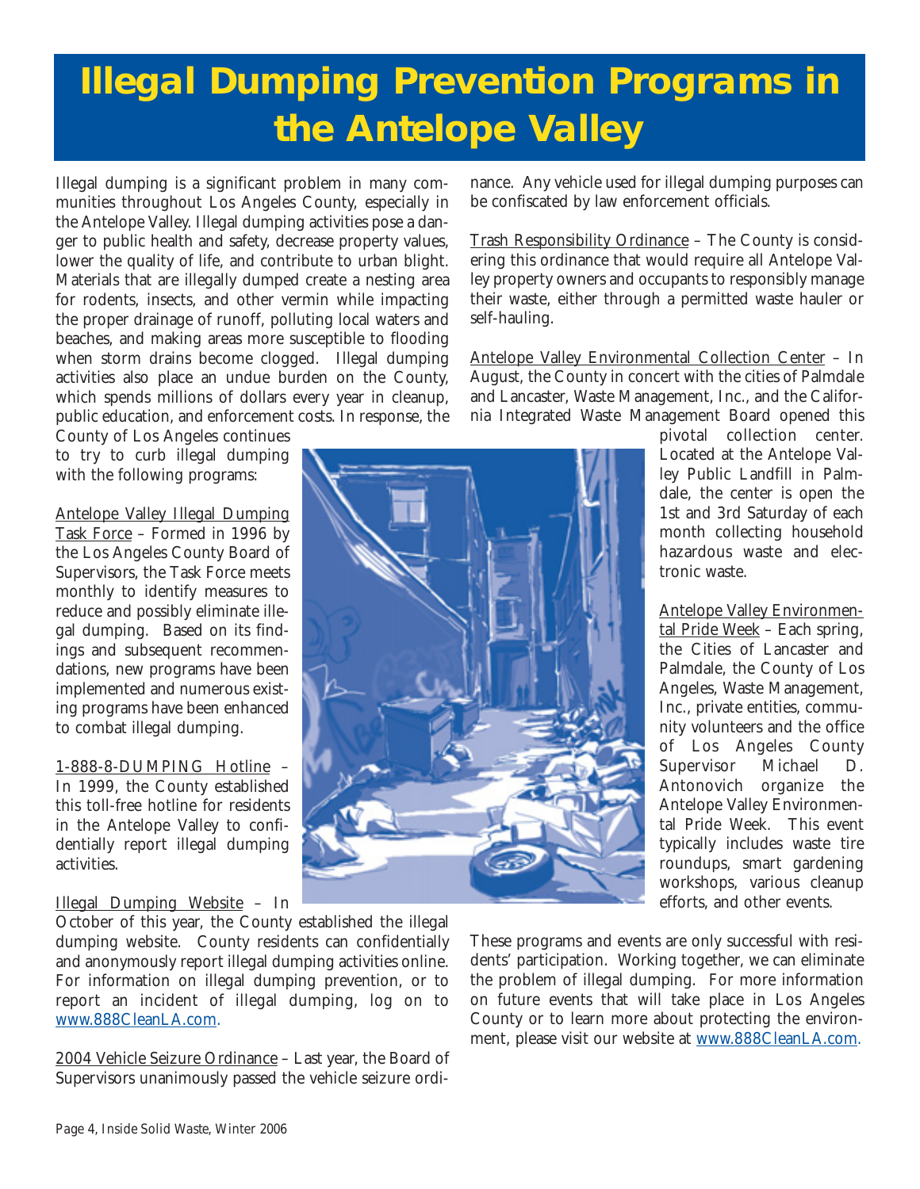# Illegal Dumping Prevention Programs in the Antelope Valley

Illegal dumping is a significant problem in many communities throughout Los Angeles County, especially in the Antelope Valley. Illegal dumping activities pose a danger to public health and safety, decrease property values, lower the quality of life, and contribute to urban blight. Materials that are illegally dumped create a nesting area for rodents, insects, and other vermin while impacting the proper drainage of runoff, polluting local waters and beaches, and making areas more susceptible to flooding when storm drains become clogged. Illegal dumping activities also place an undue burden on the County, which spends millions of dollars every year in cleanup, public education, and enforcement costs. In response, the County of Los Angeles continues to try to curb illegal dumping with the following programs:

Antelope Valley Illegal Dumping Task Force – Formed in 1996 by the Los Angeles County Board of Supervisors, the Task Force meets monthly to identify measures to reduce and possibly eliminate illegal dumping. Based on its findings and subsequent recommendations, new programs have been implemented and numerous existing programs have been enhanced to combat illegal dumping.

1-888-8-DUMPING Hotline – In 1999, the County established this toll-free hotline for residents in the Antelope Valley to confidentially report illegal dumping activities.

Illegal Dumping Website – In October of this year, the County established the illegal dumping website. County residents can confidentially and anonymously report illegal dumping activities online. For information on illegal dumping prevention, or to report an incident of illegal dumping, log on to www.888CleanLA.com.

2004 Vehicle Seizure Ordinance – Last year, the Board of Supervisors unanimously passed the vehicle seizure ordinance. Any vehicle used for illegal dumping purposes can be confiscated by law enforcement officials.

Trash Responsibility Ordinance – The County is considering this ordinance that would require all Antelope Valley property owners and occupants to responsibly manage their waste, either through a permitted waste hauler or self-hauling.

Antelope Valley Environmental Collection Center – In August, the County in concert with the cities of Palmdale and Lancaster, Waste Management, Inc., and the California Integrated Waste Management Board opened this pivotal collection center. Located at the Antelope Valley Public Landfill in Palmdale, the center is open the 1st and 3rd Saturday of each month collecting household hazardous waste and electronic waste.

Antelope Valley Environmental Pride Week – Each spring, the Cities of Lancaster and Palmdale, the County of Los Angeles, Waste Management, Inc., private entities, community volunteers and the office of Los Angeles County Supervisor Michael D. Antonovich organize the Antelope Valley Environmental Pride Week. This event typically includes waste tire roundups, smart gardening workshops, various cleanup efforts, and other events.

These programs and events are only successful with residents' participation. Working together, we can eliminate the problem of illegal dumping. For more information on future events that will take place in Los Angeles County or to learn more about protecting the environment, please visit our website at www.888CleanLA.com.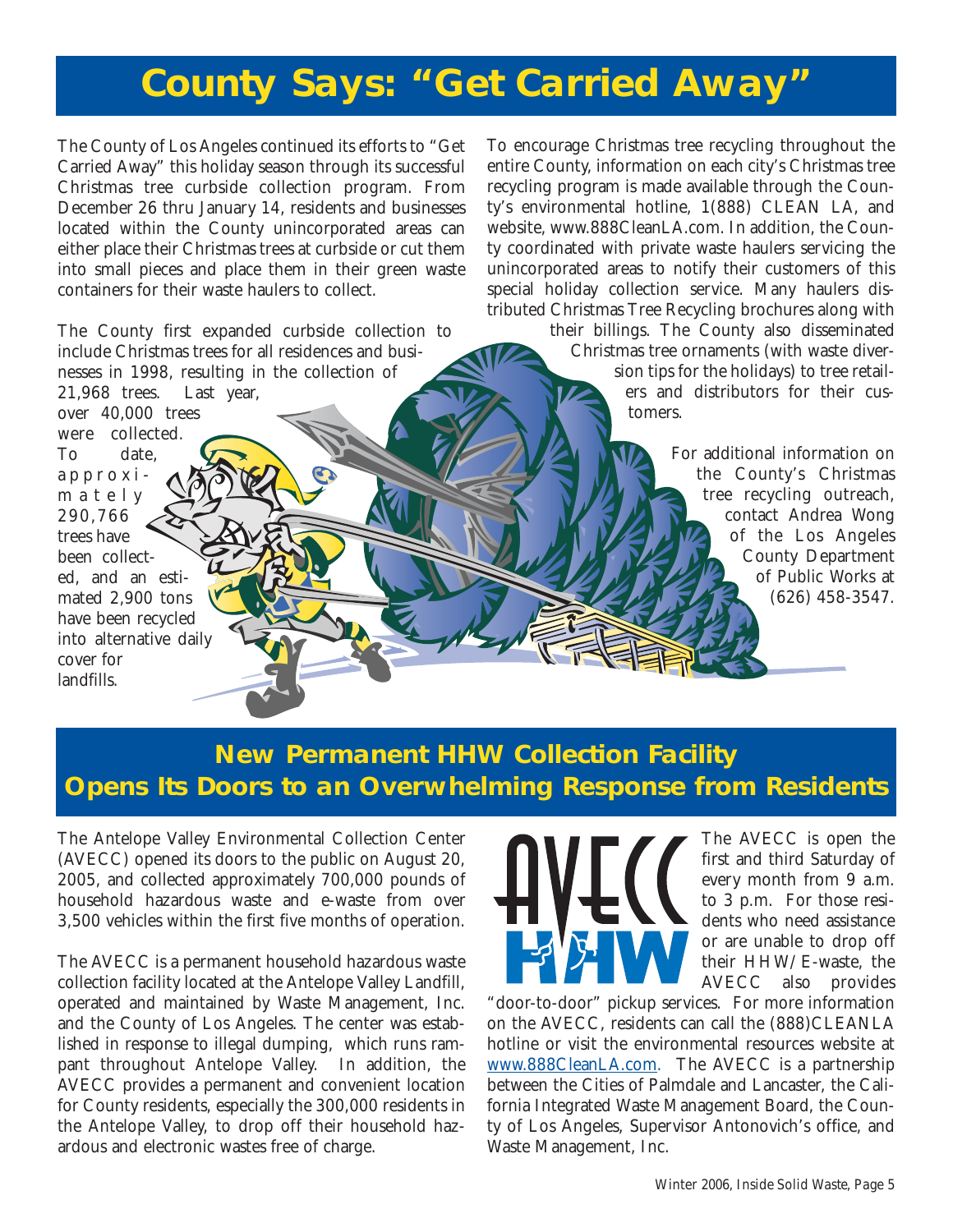# County Says: "Get Carried Away"

The County of Los Angeles continued its efforts to "Get Carried Away" this holiday season through its successful Christmas tree curbside collection program. From December 26 thru January 14, residents and businesses located within the County unincorporated areas can either place their Christmas trees at curbside or cut them into small pieces and place them in their green waste containers for their waste haulers to collect.

The County first expanded curbside collection to include Christmas trees for all residences and businesses in 1998, resulting in the collection of 21,968 trees. Last year, over 40,000 trees were collected. To date, approximately 290,766 trees have been collected, and an estimated 2,900 tons have been recycled into alternative daily cover for landfills.

To encourage Christmas tree recycling throughout the entire County, information on each city's Christmas tree recycling program is made available through the County's environmental hotline, 1(888) CLEAN LA, and website, www.888CleanLA.com. In addition, the County coordinated with private waste haulers servicing the unincorporated areas to notify their customers of this special holiday collection service. Many haulers distributed Christmas Tree Recycling brochures along with their billings. The County also disseminated Christmas tree ornaments (with waste diversion tips for the holidays) to tree retailers and distributors for their customers.

For additional information on the County's Christmas tree recycling outreach, contact Andrea Wong of the Los Angeles County Department of Public Works at (626) 458-3547.

## New Permanent HHW Collection Facility Opens Its Doors to an Overwhelming Response from Residents

The Antelope Valley Environmental Collection Center (AVECC) opened its doors to the public on August 20, 2005, and collected approximately 700,000 pounds of household hazardous waste and e-waste from over 3,500 vehicles within the first five months of operation.

The AVECC is a permanent household hazardous waste collection facility located at the Antelope Valley Landfill, operated and maintained by Waste Management, Inc. and the County of Los Angeles. The center was established in response to illegal dumping, which runs rampant throughout Antelope Valley. In addition, the AVECC provides a permanent and convenient location for County residents, especially the 300,000 residents in the Antelope Valley, to drop off their household hazardous and electronic wastes free of charge.

The AVECC is open the first and third Saturday of every month from 9 a.m. to 3 p.m. For those residents who need assistance or are unable to drop off their HHW/E-waste, the AVECC also provides "door-to-door" pickup services. For more information on the AVECC, residents can call the (888)CLEANLA hotline or visit the environmental resources website at www.888CleanLA.com. The AVECC is a partnership between the Cities of Palmdale and Lancaster, the California Integrated Waste Management Board, the County of Los Angeles, Supervisor Antonovich's office, and Waste Management, Inc.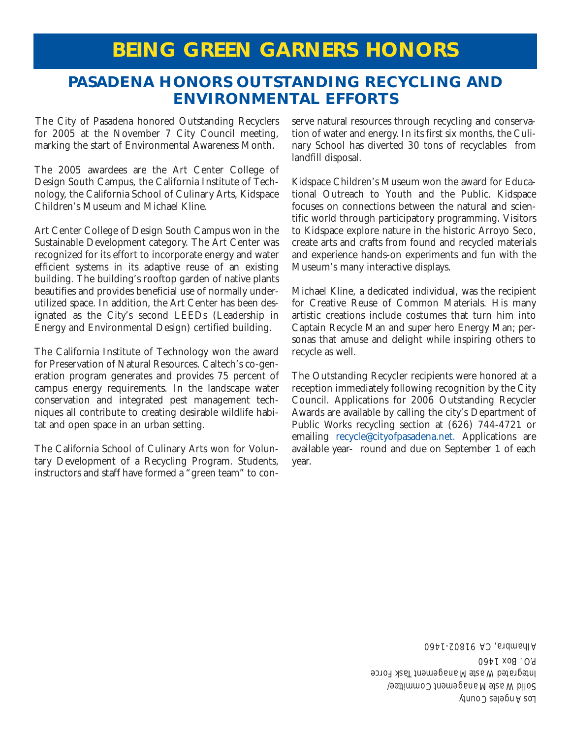# BEING GREEN GARNERS HONORS

## PASADENA HONORS OUTSTANDING RECYCLING AND ENVIRONMENTAL EFFORTS

The City of Pasadena honored Outstanding Recyclers for 2005 at the November 7 City Council meeting, marking the start of Environmental Awareness Month.

The 2005 awardees are the Art Center College of Design South Campus, the California Institute of Technology, the California School of Culinary Arts, Kidspace Children's Museum and Michael Kline.

Art Center College of Design South Campus won in the Sustainable Development category. The Art Center was recognized for its effort to incorporate energy and water efficient systems in its adaptive reuse of an existing building. The building's rooftop garden of native plants beautifies and provides beneficial use of normally underutilized space. In addition, the Art Center has been designated as the City's second LEEDs (Leadership in Energy and Environmental Design) certified building.

The California Institute of Technology won the award for Preservation of Natural Resources. Caltech's co-generation program generates and provides 75 percent of campus energy requirements. In the landscape water conservation and integrated pest management techniques all contribute to creating desirable wildlife habitat and open space in an urban setting.

The California School of Culinary Arts won for Voluntary Development of a Recycling Program. Students, instructors and staff have formed a "green team" to conserve natural resources through recycling and conservation of water and energy. In its first six months, the Culinary School has diverted 30 tons of recyclables from landfill disposal.

Kidspace Children's Museum won the award for Educational Outreach to Youth and the Public. Kidspace focuses on connections between the natural and scientific world through participatory programming. Visitors to Kidspace explore nature in the historic Arroyo Seco, create arts and crafts from found and recycled materials and experience hands-on experiments and fun with the Museum's many interactive displays.

Michael Kline, a dedicated individual, was the recipient for Creative Reuse of Common Materials. His many artistic creations include costumes that turn him into Captain Recycle Man and super hero Energy Man; personas that amuse and delight while inspiring others to recycle as well.

The Outstanding Recycler recipients were honored at a reception immediately following recognition by the City Council. Applications for 2006 Outstanding Recycler Awards are available by calling the city's Department of Public Works recycling section at (626) 744-4721 or emailing recycle@cityofpasadena.net. Applications are available year- round and due on September 1 of each year.

Los Angeles County
Solid Waste Management Committee/
Integrated Waste Management Task Force
P.O. Box 1460
Alhambra, CA 91802-1460